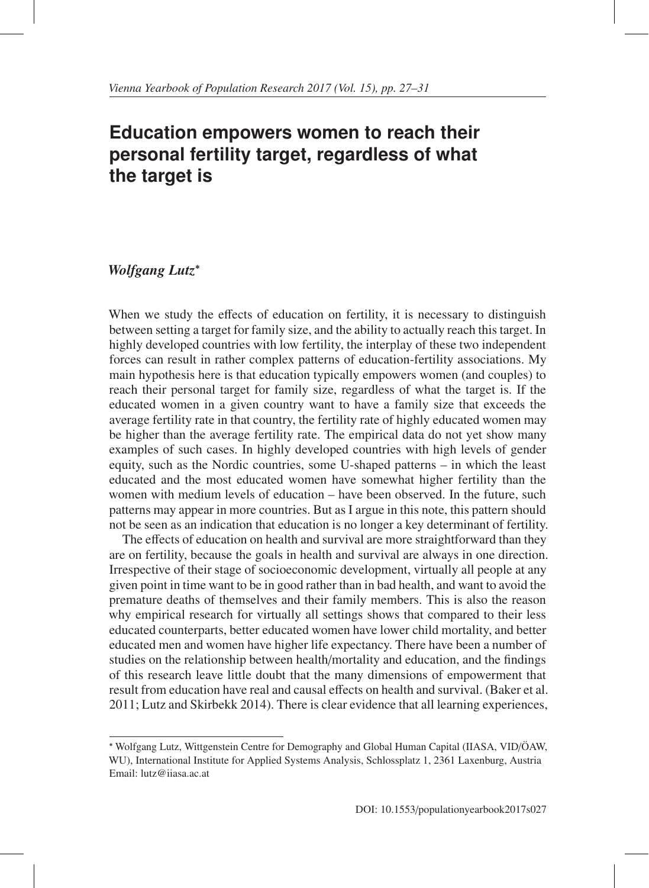# Education empowers women to reach their personal fertility target, regardless of what the target is

*Wolfgang Lutz**

When we study the effects of education on fertility, it is necessary to distinguish between setting a target for family size, and the ability to actually reach this target. In highly developed countries with low fertility, the interplay of these two independent forces can result in rather complex patterns of education-fertility associations. My main hypothesis here is that education typically empowers women (and couples) to reach their personal target for family size, regardless of what the target is. If the educated women in a given country want to have a family size that exceeds the average fertility rate in that country, the fertility rate of highly educated women may be higher than the average fertility rate. The empirical data do not yet show many examples of such cases. In highly developed countries with high levels of gender equity, such as the Nordic countries, some U-shaped patterns – in which the least educated and the most educated women have somewhat higher fertility than the women with medium levels of education – have been observed. In the future, such patterns may appear in more countries. But as I argue in this note, this pattern should not be seen as an indication that education is no longer a key determinant of fertility.

The effects of education on health and survival are more straightforward than they are on fertility, because the goals in health and survival are always in one direction. Irrespective of their stage of socioeconomic development, virtually all people at any given point in time want to be in good rather than in bad health, and want to avoid the premature deaths of themselves and their family members. This is also the reason why empirical research for virtually all settings shows that compared to their less educated counterparts, better educated women have lower child mortality, and better educated men and women have higher life expectancy. There have been a number of studies on the relationship between health/mortality and education, and the findings of this research leave little doubt that the many dimensions of empowerment that result from education have real and causal effects on health and survival. (Baker et al. 2011; Lutz and Skirbekk 2014). There is clear evidence that all learning experiences,

* Wolfgang Lutz, Wittgenstein Centre for Demography and Global Human Capital (IIASA, VID/ÖAW, WU), International Institute for Applied Systems Analysis, Schlossplatz 1, 2361 Laxenburg, Austria
Email: lutz@iiasa.ac.at

DOI: 10.1553/populationyearbook2017s027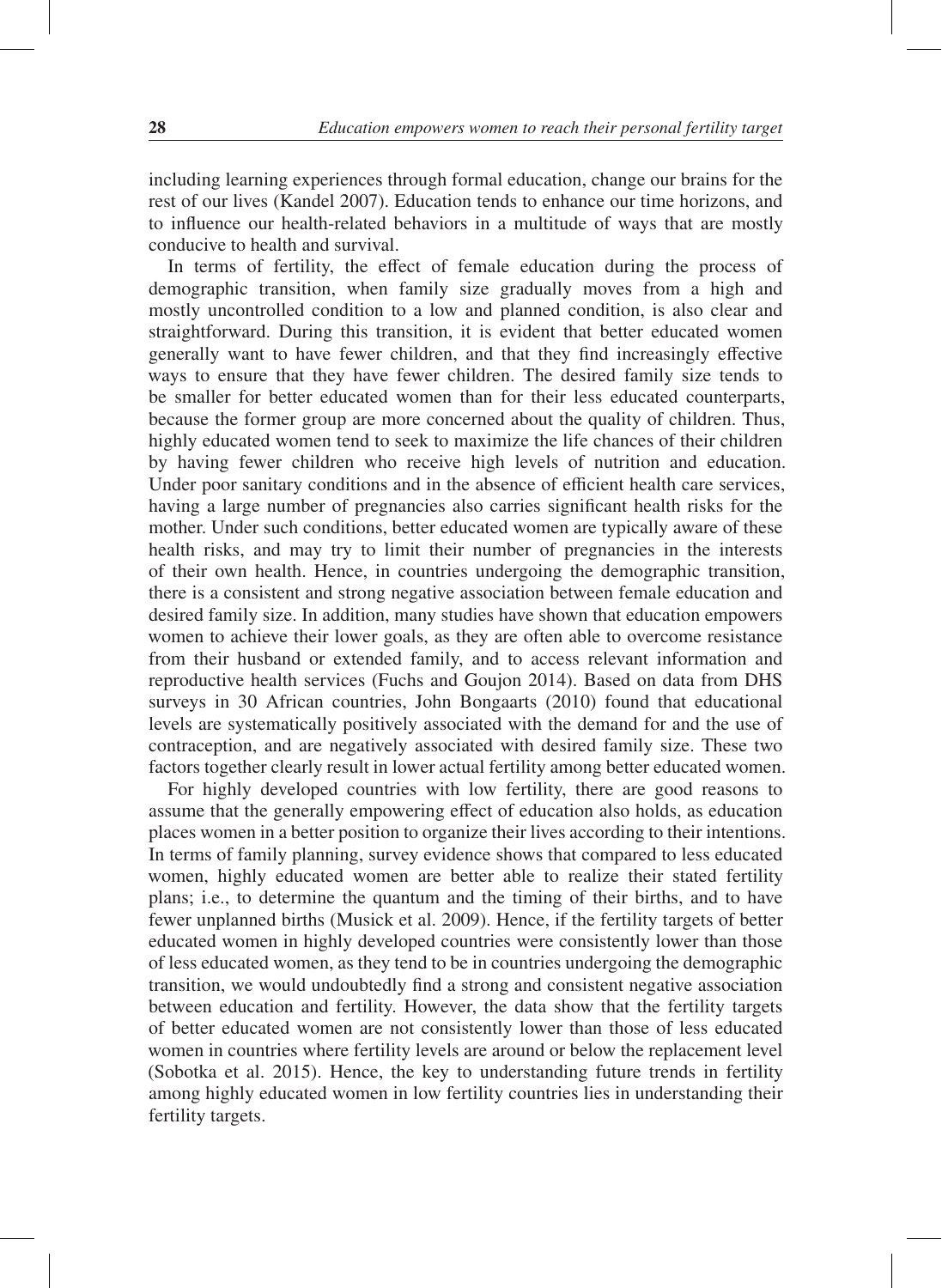including learning experiences through formal education, change our brains for the rest of our lives (Kandel 2007). Education tends to enhance our time horizons, and to influence our health-related behaviors in a multitude of ways that are mostly conducive to health and survival.

In terms of fertility, the effect of female education during the process of demographic transition, when family size gradually moves from a high and mostly uncontrolled condition to a low and planned condition, is also clear and straightforward. During this transition, it is evident that better educated women generally want to have fewer children, and that they find increasingly effective ways to ensure that they have fewer children. The desired family size tends to be smaller for better educated women than for their less educated counterparts, because the former group are more concerned about the quality of children. Thus, highly educated women tend to seek to maximize the life chances of their children by having fewer children who receive high levels of nutrition and education. Under poor sanitary conditions and in the absence of efficient health care services, having a large number of pregnancies also carries significant health risks for the mother. Under such conditions, better educated women are typically aware of these health risks, and may try to limit their number of pregnancies in the interests of their own health. Hence, in countries undergoing the demographic transition, there is a consistent and strong negative association between female education and desired family size. In addition, many studies have shown that education empowers women to achieve their lower goals, as they are often able to overcome resistance from their husband or extended family, and to access relevant information and reproductive health services (Fuchs and Goujon 2014). Based on data from DHS surveys in 30 African countries, John Bongaarts (2010) found that educational levels are systematically positively associated with the demand for and the use of contraception, and are negatively associated with desired family size. These two factors together clearly result in lower actual fertility among better educated women.

For highly developed countries with low fertility, there are good reasons to assume that the generally empowering effect of education also holds, as education places women in a better position to organize their lives according to their intentions. In terms of family planning, survey evidence shows that compared to less educated women, highly educated women are better able to realize their stated fertility plans; i.e., to determine the quantum and the timing of their births, and to have fewer unplanned births (Musick et al. 2009). Hence, if the fertility targets of better educated women in highly developed countries were consistently lower than those of less educated women, as they tend to be in countries undergoing the demographic transition, we would undoubtedly find a strong and consistent negative association between education and fertility. However, the data show that the fertility targets of better educated women are not consistently lower than those of less educated women in countries where fertility levels are around or below the replacement level (Sobotka et al. 2015). Hence, the key to understanding future trends in fertility among highly educated women in low fertility countries lies in understanding their fertility targets.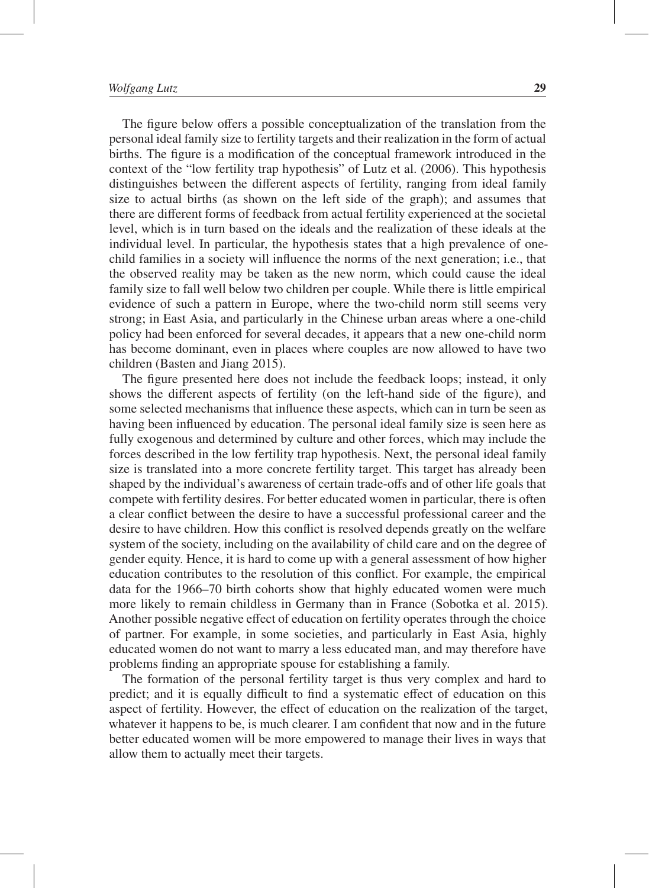The figure below offers a possible conceptualization of the translation from the personal ideal family size to fertility targets and their realization in the form of actual births. The figure is a modification of the conceptual framework introduced in the context of the "low fertility trap hypothesis" of Lutz et al. (2006). This hypothesis distinguishes between the different aspects of fertility, ranging from ideal family size to actual births (as shown on the left side of the graph); and assumes that there are different forms of feedback from actual fertility experienced at the societal level, which is in turn based on the ideals and the realization of these ideals at the individual level. In particular, the hypothesis states that a high prevalence of one-child families in a society will influence the norms of the next generation; i.e., that the observed reality may be taken as the new norm, which could cause the ideal family size to fall well below two children per couple. While there is little empirical evidence of such a pattern in Europe, where the two-child norm still seems very strong; in East Asia, and particularly in the Chinese urban areas where a one-child policy had been enforced for several decades, it appears that a new one-child norm has become dominant, even in places where couples are now allowed to have two children (Basten and Jiang 2015).

The figure presented here does not include the feedback loops; instead, it only shows the different aspects of fertility (on the left-hand side of the figure), and some selected mechanisms that influence these aspects, which can in turn be seen as having been influenced by education. The personal ideal family size is seen here as fully exogenous and determined by culture and other forces, which may include the forces described in the low fertility trap hypothesis. Next, the personal ideal family size is translated into a more concrete fertility target. This target has already been shaped by the individual's awareness of certain trade-offs and of other life goals that compete with fertility desires. For better educated women in particular, there is often a clear conflict between the desire to have a successful professional career and the desire to have children. How this conflict is resolved depends greatly on the welfare system of the society, including on the availability of child care and on the degree of gender equity. Hence, it is hard to come up with a general assessment of how higher education contributes to the resolution of this conflict. For example, the empirical data for the 1966–70 birth cohorts show that highly educated women were much more likely to remain childless in Germany than in France (Sobotka et al. 2015). Another possible negative effect of education on fertility operates through the choice of partner. For example, in some societies, and particularly in East Asia, highly educated women do not want to marry a less educated man, and may therefore have problems finding an appropriate spouse for establishing a family.

The formation of the personal fertility target is thus very complex and hard to predict; and it is equally difficult to find a systematic effect of education on this aspect of fertility. However, the effect of education on the realization of the target, whatever it happens to be, is much clearer. I am confident that now and in the future better educated women will be more empowered to manage their lives in ways that allow them to actually meet their targets.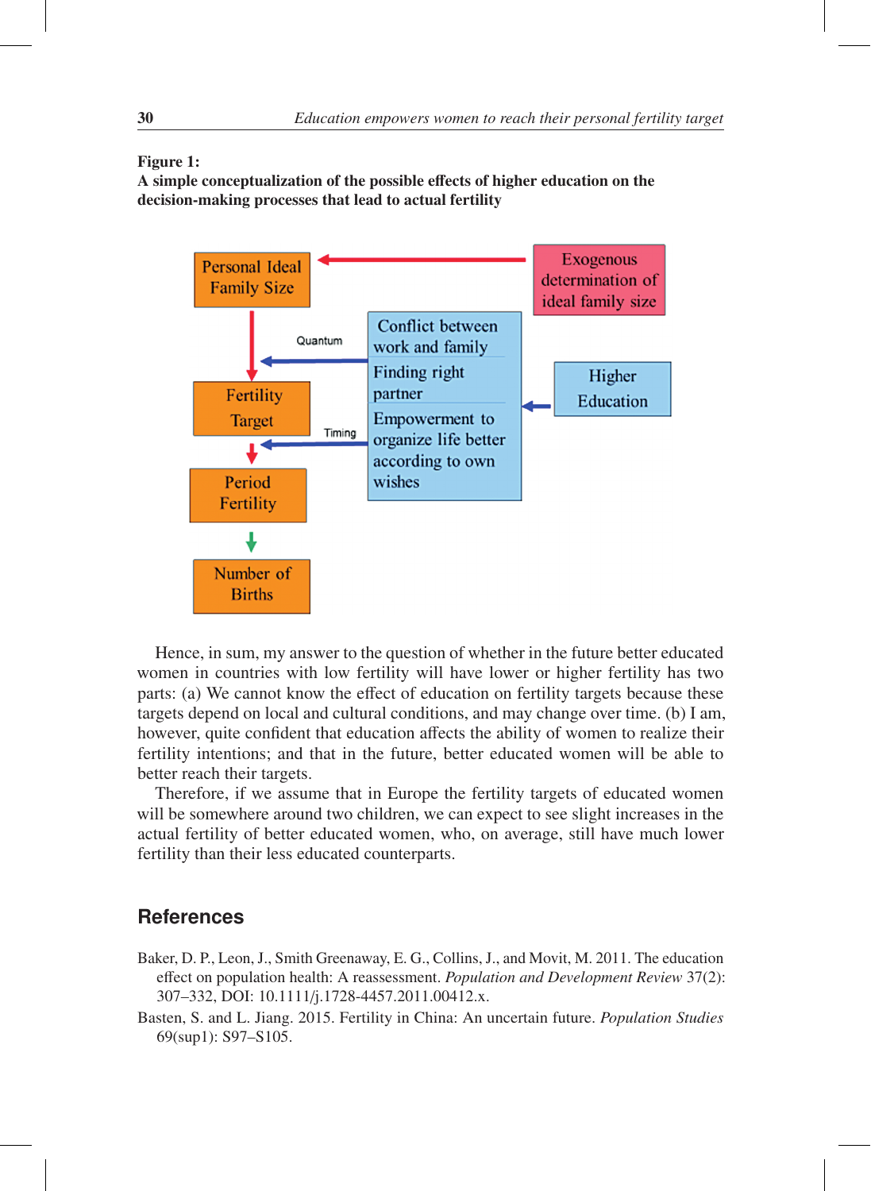**Figure 1:**
**A simple conceptualization of the possible effects of higher education on the decision-making processes that lead to actual fertility**

Hence, in sum, my answer to the question of whether in the future better educated women in countries with low fertility will have lower or higher fertility has two parts: (a) We cannot know the effect of education on fertility targets because these targets depend on local and cultural conditions, and may change over time. (b) I am, however, quite confident that education affects the ability of women to realize their fertility intentions; and that in the future, better educated women will be able to better reach their targets.

Therefore, if we assume that in Europe the fertility targets of educated women will be somewhere around two children, we can expect to see slight increases in the actual fertility of better educated women, who, on average, still have much lower fertility than their less educated counterparts.

## References

Baker, D. P., Leon, J., Smith Greenaway, E. G., Collins, J., and Movit, M. 2011. The education effect on population health: A reassessment. *Population and Development Review* 37(2): 307–332, DOI: 10.1111/j.1728-4457.2011.00412.x.

Basten, S. and L. Jiang. 2015. Fertility in China: An uncertain future. *Population Studies* 69(sup1): S97–S105.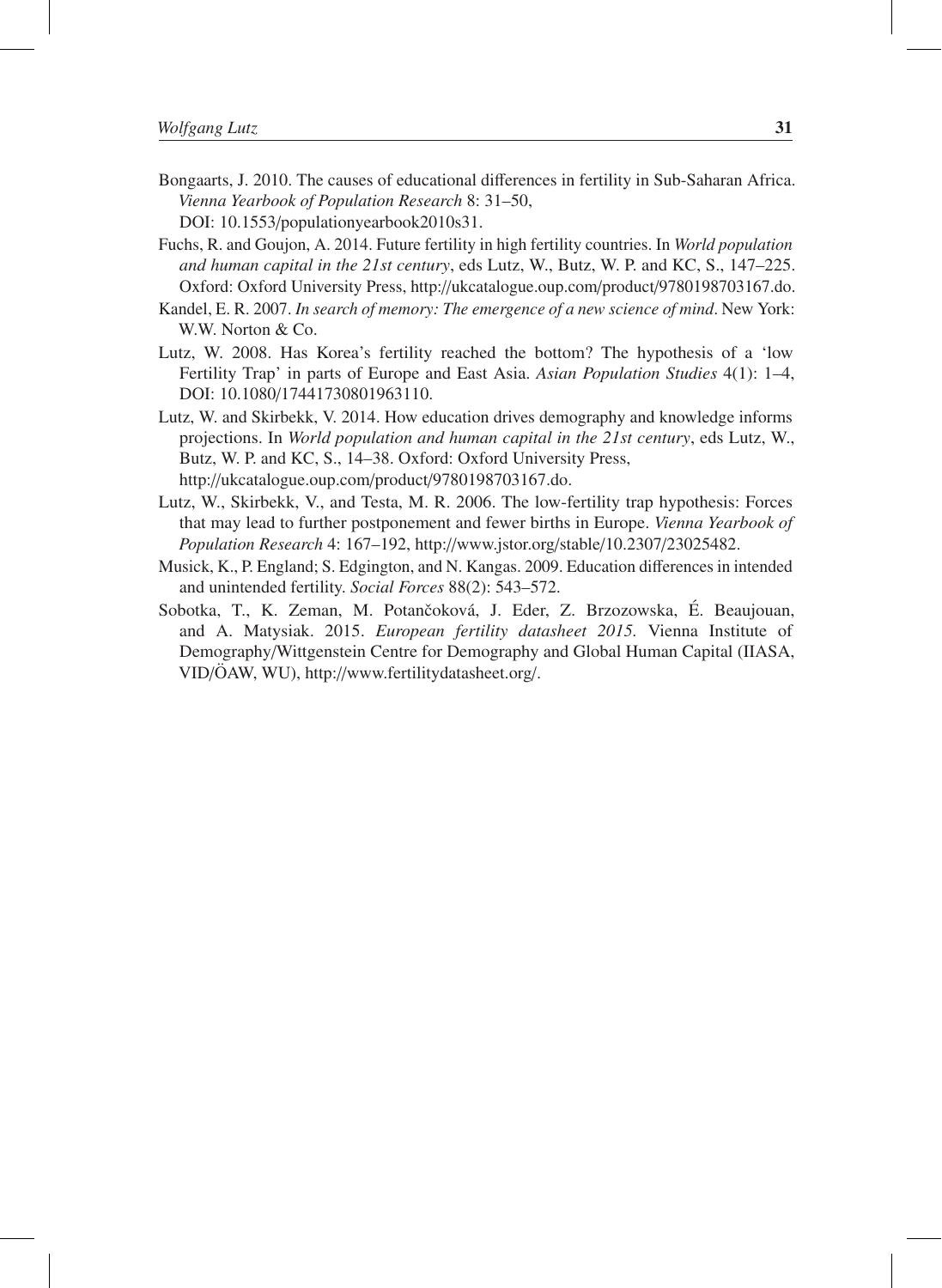Bongaarts, J. 2010. The causes of educational differences in fertility in Sub-Saharan Africa. *Vienna Yearbook of Population Research* 8: 31–50, DOI: 10.1553/populationyearbook2010s31.

Fuchs, R. and Goujon, A. 2014. Future fertility in high fertility countries. In *World population and human capital in the 21st century*, eds Lutz, W., Butz, W. P. and KC, S., 147–225. Oxford: Oxford University Press, http://ukcatalogue.oup.com/product/9780198703167.do.

Kandel, E. R. 2007. *In search of memory: The emergence of a new science of mind*. New York: W.W. Norton & Co.

Lutz, W. 2008. Has Korea's fertility reached the bottom? The hypothesis of a 'low Fertility Trap' in parts of Europe and East Asia. *Asian Population Studies* 4(1): 1–4, DOI: 10.1080/17441730801963110.

Lutz, W. and Skirbekk, V. 2014. How education drives demography and knowledge informs projections. In *World population and human capital in the 21st century*, eds Lutz, W., Butz, W. P. and KC, S., 14–38. Oxford: Oxford University Press, http://ukcatalogue.oup.com/product/9780198703167.do.

Lutz, W., Skirbekk, V., and Testa, M. R. 2006. The low-fertility trap hypothesis: Forces that may lead to further postponement and fewer births in Europe. *Vienna Yearbook of Population Research* 4: 167–192, http://www.jstor.org/stable/10.2307/23025482.

Musick, K., P. England; S. Edgington, and N. Kangas. 2009. Education differences in intended and unintended fertility. *Social Forces* 88(2): 543–572.

Sobotka, T., K. Zeman, M. Potančoková, J. Eder, Z. Brzozowska, É. Beaujouan, and A. Matysiak. 2015. *European fertility datasheet 2015.* Vienna Institute of Demography/Wittgenstein Centre for Demography and Global Human Capital (IIASA, VID/ÖAW, WU), http://www.fertilitydatasheet.org/.